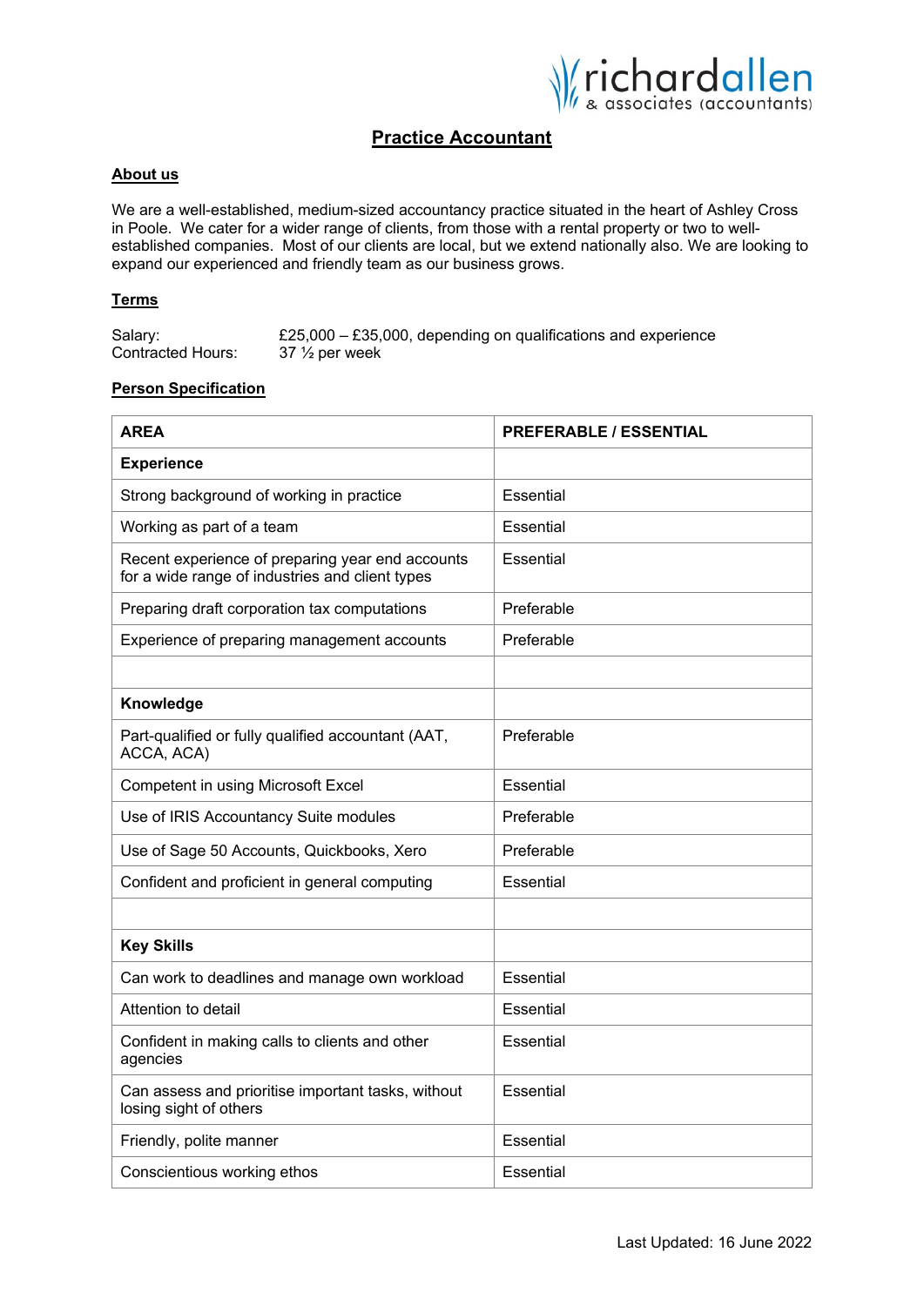richardallen & associates (accountants)

# Practice Accountant

## About us

We are a well-established, medium-sized accountancy practice situated in the heart of Ashley Cross in Poole. We cater for a wider range of clients, from those with a rental property or two to well-established companies. Most of our clients are local, but we extend nationally also. We are looking to expand our experienced and friendly team as our business grows.

## Terms

Salary: £25,000 – £35,000, depending on qualifications and experience
Contracted Hours: 37 ½ per week

## Person Specification

| AREA | PREFERABLE / ESSENTIAL |
|---|---|
| **Experience** | |
| Strong background of working in practice | Essential |
| Working as part of a team | Essential |
| Recent experience of preparing year end accounts for a wide range of industries and client types | Essential |
| Preparing draft corporation tax computations | Preferable |
| Experience of preparing management accounts | Preferable |
| | |
| **Knowledge** | |
| Part-qualified or fully qualified accountant (AAT, ACCA, ACA) | Preferable |
| Competent in using Microsoft Excel | Essential |
| Use of IRIS Accountancy Suite modules | Preferable |
| Use of Sage 50 Accounts, Quickbooks, Xero | Preferable |
| Confident and proficient in general computing | Essential |
| | |
| **Key Skills** | |
| Can work to deadlines and manage own workload | Essential |
| Attention to detail | Essential |
| Confident in making calls to clients and other agencies | Essential |
| Can assess and prioritise important tasks, without losing sight of others | Essential |
| Friendly, polite manner | Essential |
| Conscientious working ethos | Essential |

Last Updated: 16 June 2022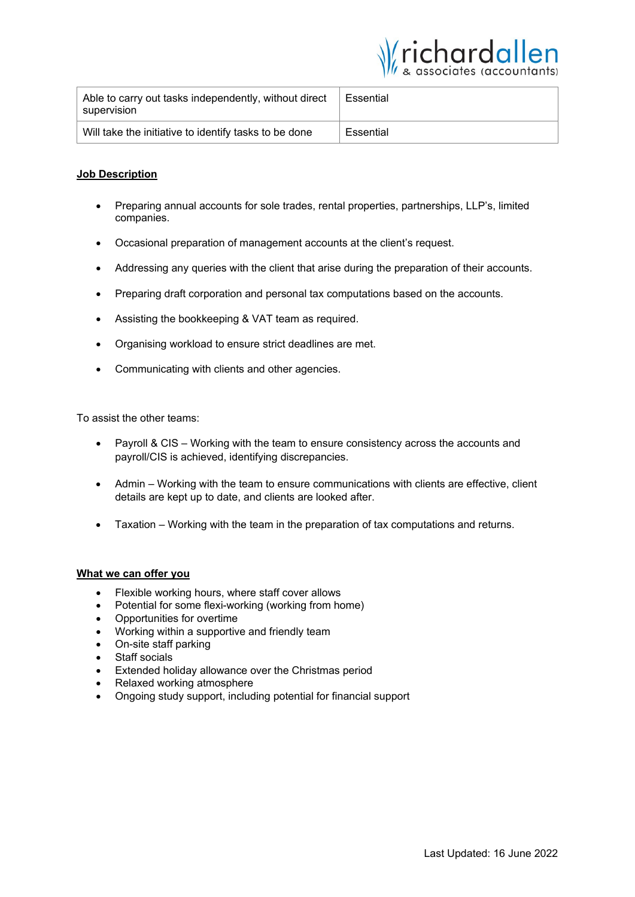| | |
|---|---|
| Able to carry out tasks independently, without direct supervision | Essential |
| Will take the initiative to identify tasks to be done | Essential |

**Job Description**

- Preparing annual accounts for sole trades, rental properties, partnerships, LLP's, limited companies.
- Occasional preparation of management accounts at the client's request.
- Addressing any queries with the client that arise during the preparation of their accounts.
- Preparing draft corporation and personal tax computations based on the accounts.
- Assisting the bookkeeping & VAT team as required.
- Organising workload to ensure strict deadlines are met.
- Communicating with clients and other agencies.

To assist the other teams:

- Payroll & CIS – Working with the team to ensure consistency across the accounts and payroll/CIS is achieved, identifying discrepancies.
- Admin – Working with the team to ensure communications with clients are effective, client details are kept up to date, and clients are looked after.
- Taxation – Working with the team in the preparation of tax computations and returns.

**What we can offer you**

- Flexible working hours, where staff cover allows
- Potential for some flexi-working (working from home)
- Opportunities for overtime
- Working within a supportive and friendly team
- On-site staff parking
- Staff socials
- Extended holiday allowance over the Christmas period
- Relaxed working atmosphere
- Ongoing study support, including potential for financial support

Last Updated: 16 June 2022